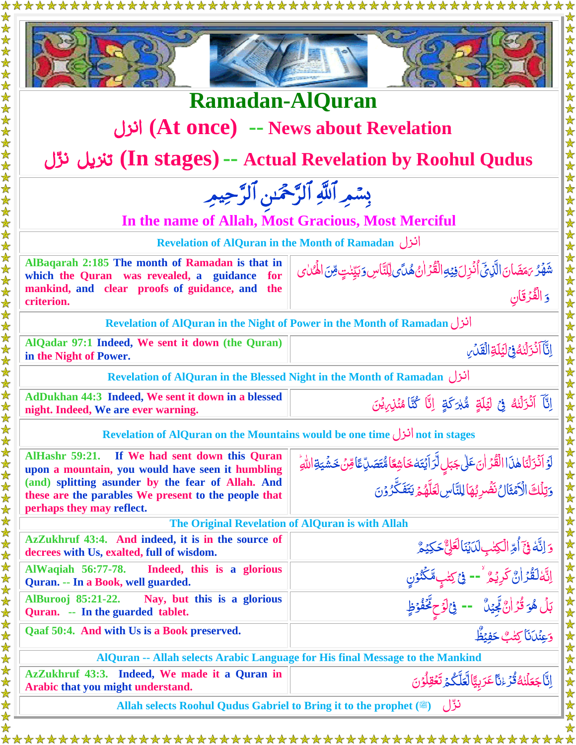# Ramadan-AlQuran

## انزل (At once) -- News about Revelation

## تنزيل نزّل (In stages) -- Actual Revelation by Roohul Qudus

بِسۡمِ ٱللَّهِ ٱلرَّحۡمَٰنِ ٱلرَّحِيمِ

**In the name of Allah, Most Gracious, Most Merciful**

| Revelation of AlQuran in the Month of Ramadan انزل | |
|---|---|
| AlBaqarah 2:185 The month of Ramadan is that in which the Quran was revealed, a guidance for mankind, and clear proofs of guidance, and the criterion. | شَهۡرُ رَمَضَانَ ٱلَّذِيٓ أُنزِلَ فِيهِ ٱلۡقُرۡءَانُ هُدًى لِّلنَّاسِ وَبَيِّنَٰتٍ مِّنَ ٱلۡهُدَىٰ وَٱلۡفُرۡقَانِ |
| **Revelation of AlQuran in the Night of Power in the Month of Ramadan انزل** | |
| AlQadar 97:1 Indeed, We sent it down (the Quran) in the Night of Power. | إِنَّآ أَنزَلۡنَٰهُ فِي لَيۡلَةِ ٱلۡقَدۡرِ |
| **Revelation of AlQuran in the Blessed Night in the Month of Ramadan انزل** | |
| AdDukhan 44:3 Indeed, We sent it down in a blessed night. Indeed, We are ever warning. | إِنَّآ أَنزَلۡنَٰهُ فِي لَيۡلَةٖ مُّبَٰرَكَةٍۚ إِنَّا كُنَّا مُنذِرِينَ |
| **Revelation of AlQuran on the Mountains would be one time انزل not in stages** | |
| AlHashr 59:21. If We had sent down this Quran upon a mountain, you would have seen it humbling (and) splitting asunder by the fear of Allah. And these are the parables We present to the people that perhaps they may reflect. | لَوۡ أَنزَلۡنَا هَٰذَا ٱلۡقُرۡءَانَ عَلَىٰ جَبَلٖ لَّرَأَيۡتَهُۥ خَٰشِعٗا مُّتَصَدِّعٗا مِّنۡ خَشۡيَةِ ٱللَّهِۚ وَتِلۡكَ ٱلۡأَمۡثَٰلُ نَضۡرِبُهَا لِلنَّاسِ لَعَلَّهُمۡ يَتَفَكَّرُونَ |
| **The Original Revelation of AlQuran is with Allah** | |
| AzZukhruf 43:4. And indeed, it is in the source of decrees with Us, exalted, full of wisdom. | وَإِنَّهُۥ فِيٓ أُمِّ ٱلۡكِتَٰبِ لَدَيۡنَا لَعَلِيٌّ حَكِيمٌ |
| AlWaqiah 56:77-78. Indeed, this is a glorious Quran. -- In a Book, well guarded. | إِنَّهُۥ لَقُرۡءَانٞ كَرِيمٞ -- فِي كِتَٰبٖ مَّكۡنُونٖ |
| AlBurooj 85:21-22. Nay, but this is a glorious Quran. -- In the guarded tablet. | بَلۡ هُوَ قُرۡءَانٞ مَّجِيدٞ -- فِي لَوۡحٖ مَّحۡفُوظِۭ |
| Qaaf 50:4. And with Us is a Book preserved. | وَعِندَنَا كِتَٰبٌ حَفِيظُۢ |
| **AlQuran -- Allah selects Arabic Language for His final Message to the Mankind** | |
| AzZukhruf 43:3. Indeed, We made it a Quran in Arabic that you might understand. | إِنَّا جَعَلۡنَٰهُ قُرۡءَٰنًا عَرَبِيّٗا لَّعَلَّكُمۡ تَعۡقِلُونَ |
| **Allah selects Roohul Qudus Gabriel to Bring it to the prophet (ﷺ) نزّل** | |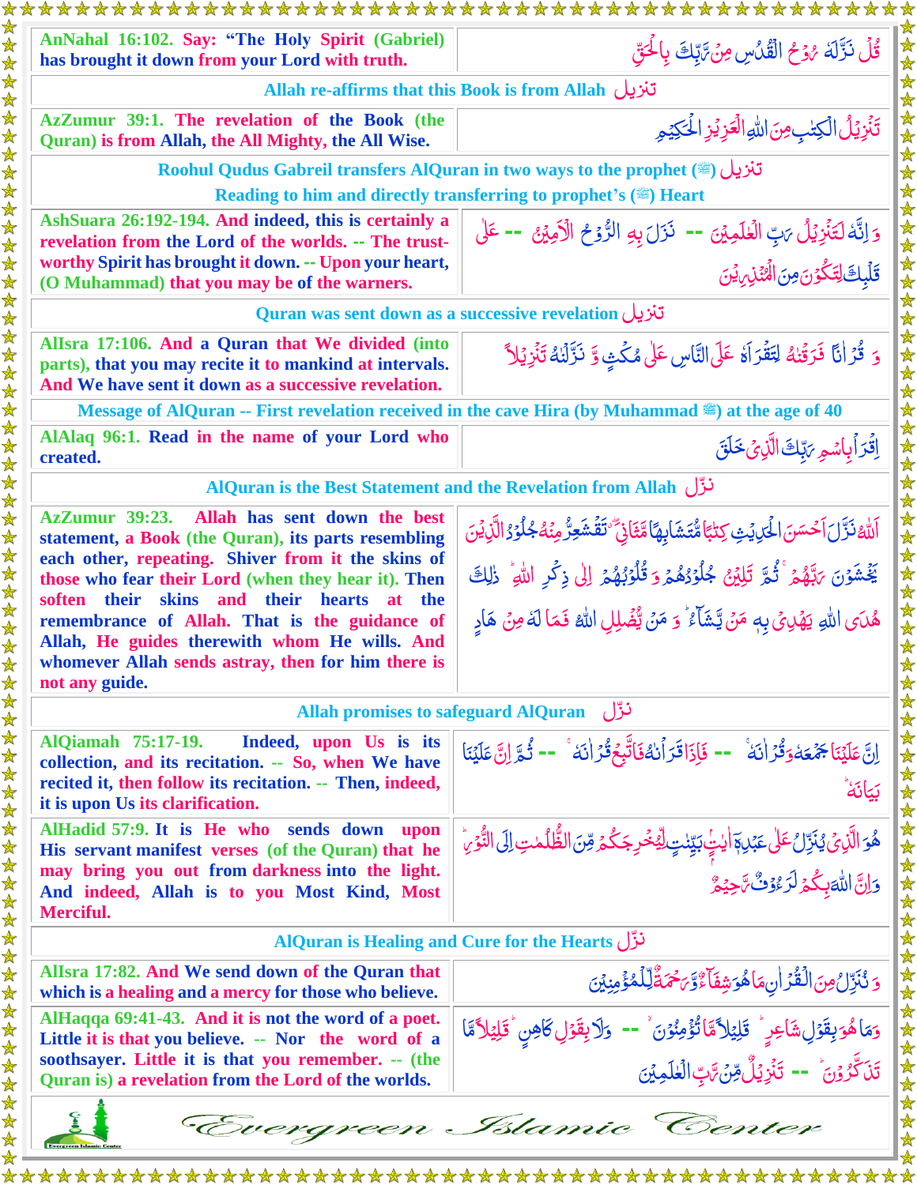| | |
|---|---|
| AnNahal 16:102. Say: "The Holy Spirit (Gabriel) has brought it down from your Lord with truth. | قُلْ نَزَّلَهُ رُوحُ الْقُدُسِ مِنْ رَّبِّكَ بِالْحَقِّ |

**Allah re-affirms that this Book is from Allah تنزيل**

| | |
|---|---|
| AzZumur 39:1. The revelation of the Book (the Quran) is from Allah, the All Mighty, the All Wise. | تَنْزِيلُ الْكِتٰبِ مِنَ اللّٰهِ الْعَزِيْزِ الْحَكِيْمِ |

**Roohul Qudus Gabreil transfers AlQuran in two ways to the prophet (ﷺ) تنزيل**

**Reading to him and directly transferring to prophet's (ﷺ) Heart**

| | |
|---|---|
| AshSuara 26:192-194. And indeed, this is certainly a revelation from the Lord of the worlds. -- The trust-worthy Spirit has brought it down. -- Upon your heart, (O Muhammad) that you may be of the warners. | وَ اِنَّهٗ لَتَنْزِيْلُ رَبِّ الْعٰلَمِيْنَ -- نَزَلَ بِهِ الرُّوْحُ الْاَمِيْنُ -- عَلٰى قَلْبِكَ لِتَكُوْنَ مِنَ الْمُنْذِرِيْنَ |

**Quran was sent down as a successive revelation تنزيل**

| | |
|---|---|
| AlIsra 17:106. And a Quran that We divided (into parts), that you may recite it to mankind at intervals. And We have sent it down as a successive revelation. | وَ قُرْاٰنًا فَرَقْنٰهُ لِتَقْرَاَهٗ عَلَى النَّاسِ عَلٰى مُكْثٍ وَّ نَزَّلْنٰهُ تَنْزِيْلًا |

**Message of AlQuran -- First revelation received in the cave Hira (by Muhammad ﷺ) at the age of 40**

| | |
|---|---|
| AlAlaq 96:1. Read in the name of your Lord who created. | اِقْرَاْ بِاسْمِ رَبِّكَ الَّذِيْ خَلَقَ |

**AlQuran is the Best Statement and the Revelation from Allah نزّل**

| | |
|---|---|
| AzZumur 39:23. Allah has sent down the best statement, a Book (the Quran), its parts resembling each other, repeating. Shiver from it the skins of those who fear their Lord (when they hear it). Then soften their skins and their hearts at the remembrance of Allah. That is the guidance of Allah, He guides therewith whom He wills. And whomever Allah sends astray, then for him there is not any guide. | اَللّٰهُ نَزَّلَ اَحْسَنَ الْحَدِيْثِ كِتٰبًا مُّتَشَابِهًا مَّثَانِيَ ۖ تَقْشَعِرُّ مِنْهُ جُلُوْدُ الَّذِيْنَ يَخْشَوْنَ رَبَّهُمْ ۚ ثُمَّ تَلِيْنُ جُلُوْدُهُمْ وَ قُلُوْبُهُمْ اِلٰى ذِكْرِ اللّٰهِ ۚ ذٰلِكَ هُدَى اللّٰهِ يَهْدِيْ بِهٖ مَنْ يَّشَآءُ ۚ وَ مَنْ يُّضْلِلِ اللّٰهُ فَمَا لَهٗ مِنْ هَادٍ |

**Allah promises to safeguard AlQuran نزّل**

| | |
|---|---|
| AlQiamah 75:17-19. Indeed, upon Us is its collection, and its recitation. -- So, when We have recited it, then follow its recitation. -- Then, indeed, it is upon Us its clarification. | اِنَّ عَلَيْنَا جَمْعَهٗ وَ قُرْاٰنَهٗ -- فَاِذَا قَرَاْنٰهُ فَاتَّبِعْ قُرْاٰنَهٗ -- ثُمَّ اِنَّ عَلَيْنَا بَيَانَهٗ |
| AlHadid 57:9. It is He who sends down upon His servant manifest verses (of the Quran) that he may bring you out from darkness into the light. And indeed, Allah is to you Most Kind, Most Merciful. | هُوَ الَّذِيْ يُنَزِّلُ عَلٰى عَبْدِهٖۤ اٰيٰتٍۭ بَيِّنٰتٍ لِّيُخْرِجَكُمْ مِّنَ الظُّلُمٰتِ اِلَى النُّوْرِ ؕ وَ اِنَّ اللّٰهَ بِكُمْ لَرَءُوْفٌ رَّحِيْمٌ |

**AlQuran is Healing and Cure for the Hearts نزّل**

| | |
|---|---|
| AlIsra 17:82. And We send down of the Quran that which is a healing and a mercy for those who believe. | وَ نُنَزِّلُ مِنَ الْقُرْاٰنِ مَا هُوَ شِفَآءٌ وَّ رَحْمَةٌ لِّلْمُؤْمِنِيْنَ |
| AlHaqqa 69:41-43. And it is not the word of a poet. Little it is that you believe. -- Nor the word of a soothsayer. Little it is that you remember. -- (the Quran is) a revelation from the Lord of the worlds. | وَّ مَا هُوَ بِقَوْلِ شَاعِرٍ ؕ قَلِيْلًا مَّا تُؤْمِنُوْنَ -- وَ لَا بِقَوْلِ كَاهِنٍ ؕ قَلِيْلًا مَّا تَذَكَّرُوْنَ -- تَنْزِيْلٌ مِّنْ رَّبِّ الْعٰلَمِيْنَ |

Evergreen Islamic Center